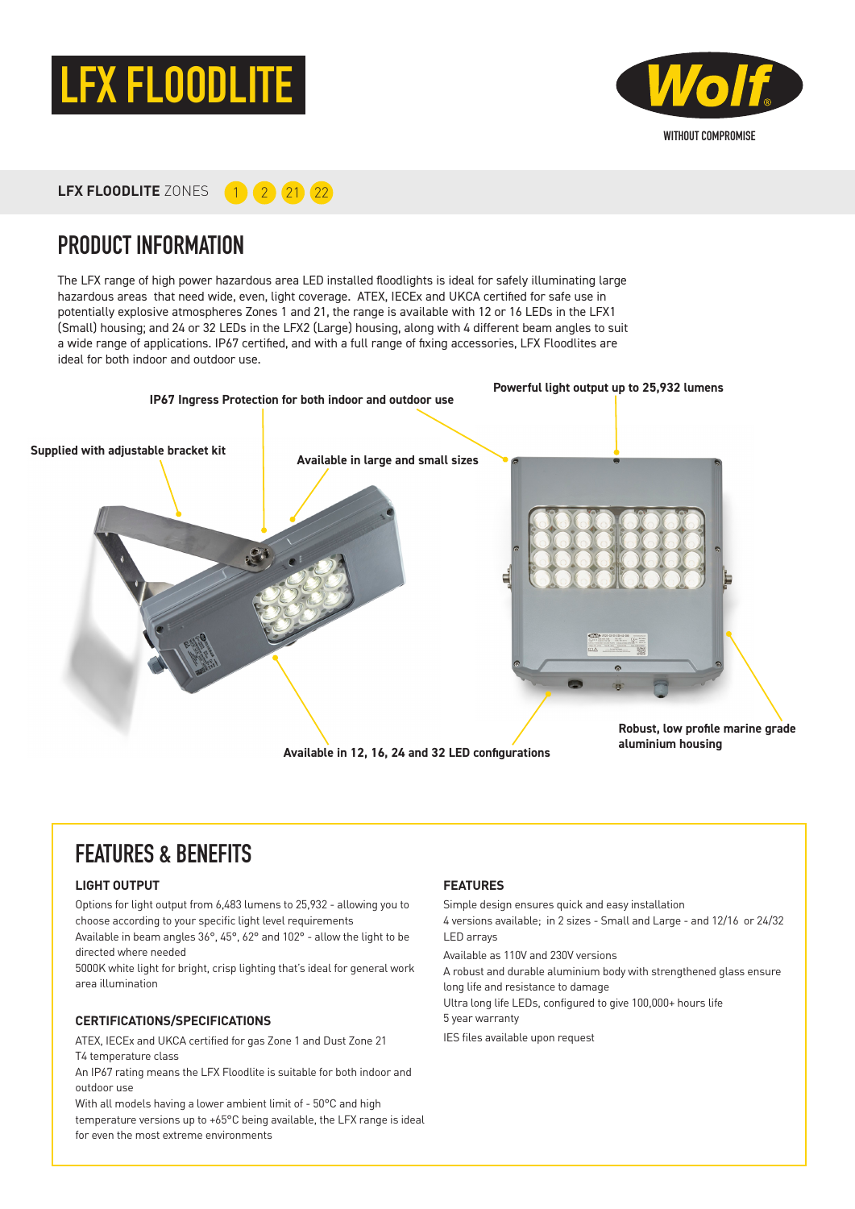# LFX FLOODLITE

Wolf®

WITHOUT COMPROMISE

**LFX FLOODLITE** ZONES 1 2 21 22

## PRODUCT INFORMATION

The LFX range of high power hazardous area LED installed floodlights is ideal for safely illuminating large hazardous areas that need wide, even, light coverage. ATEX, IECEx and UKCA certified for safe use in potentially explosive atmospheres Zones 1 and 21, the range is available with 12 or 16 LEDs in the LFX1 (Small) housing; and 24 or 32 LEDs in the LFX2 (Large) housing, along with 4 different beam angles to suit a wide range of applications. IP67 certified, and with a full range of fixing accessories, LFX Floodlites are ideal for both indoor and outdoor use.

**Powerful light output up to 25,932 lumens**

**IP67 Ingress Protection for both indoor and outdoor use**

**Supplied with adjustable bracket kit**

**Available in large and small sizes**

**Robust, low profile marine grade aluminium housing**

**Available in 12, 16, 24 and 32 LED configurations**

## FEATURES & BENEFITS

### LIGHT OUTPUT

Options for light output from 6,483 lumens to 25,932 - allowing you to choose according to your specific light level requirements

Available in beam angles 36°, 45°, 62° and 102° - allow the light to be directed where needed

5000K white light for bright, crisp lighting that's ideal for general work area illumination

### CERTIFICATIONS/SPECIFICATIONS

ATEX, IECEx and UKCA certified for gas Zone 1 and Dust Zone 21

T4 temperature class

An IP67 rating means the LFX Floodlite is suitable for both indoor and outdoor use

With all models having a lower ambient limit of - 50°C and high temperature versions up to +65°C being available, the LFX range is ideal for even the most extreme environments

### FEATURES

Simple design ensures quick and easy installation

4 versions available; in 2 sizes - Small and Large - and 12/16 or 24/32 LED arrays

Available as 110V and 230V versions

A robust and durable aluminium body with strengthened glass ensure long life and resistance to damage

Ultra long life LEDs, configured to give 100,000+ hours life

5 year warranty

IES files available upon request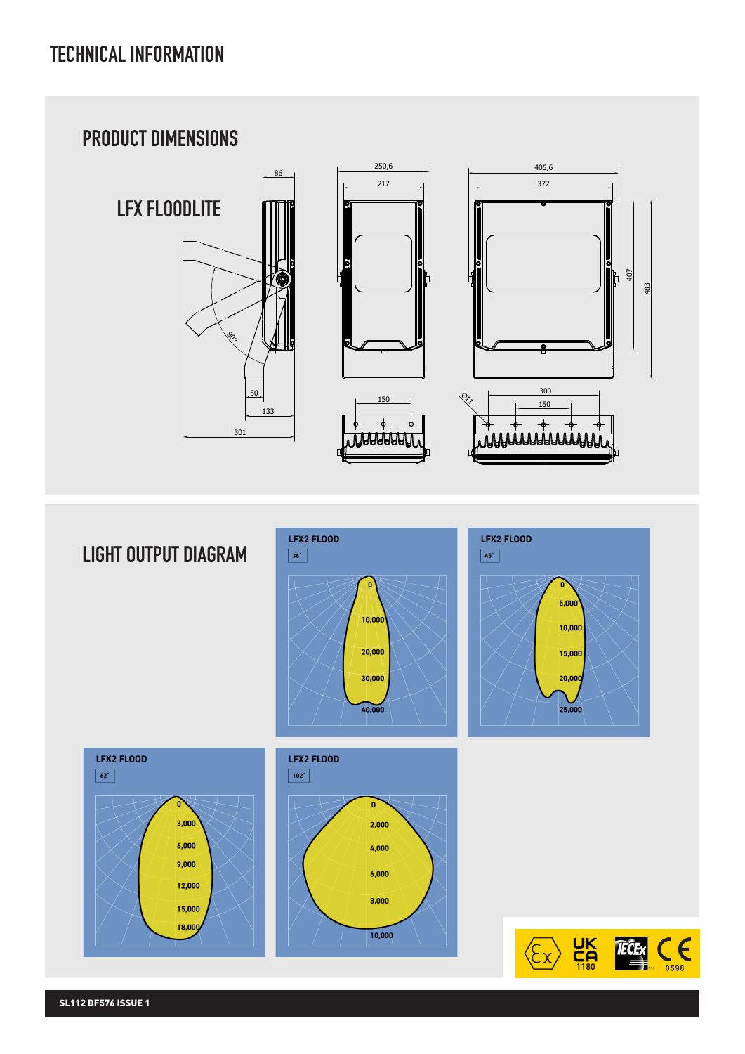# TECHNICAL INFORMATION

## PRODUCT DIMENSIONS

### LFX FLOODLITE

86

90°

50

133

301

250,6

217

150

405,6

372

407

483

Ø11

300

150

## LIGHT OUTPUT DIAGRAM

**LFX2 FLOOD**

36°

0
10,000
20,000
30,000
40,000

**LFX2 FLOOD**

45°

0
5,000
10,000
15,000
20,000
25,000

**LFX2 FLOOD**

62°

0
3,000
6,000
9,000
12,000
15,000
18,000

**LFX2 FLOOD**

102°

0
2,000
4,000
6,000
8,000
10,000

UK CA 1180

IECEx

CE 0598

**SL112 DF576 ISSUE 1**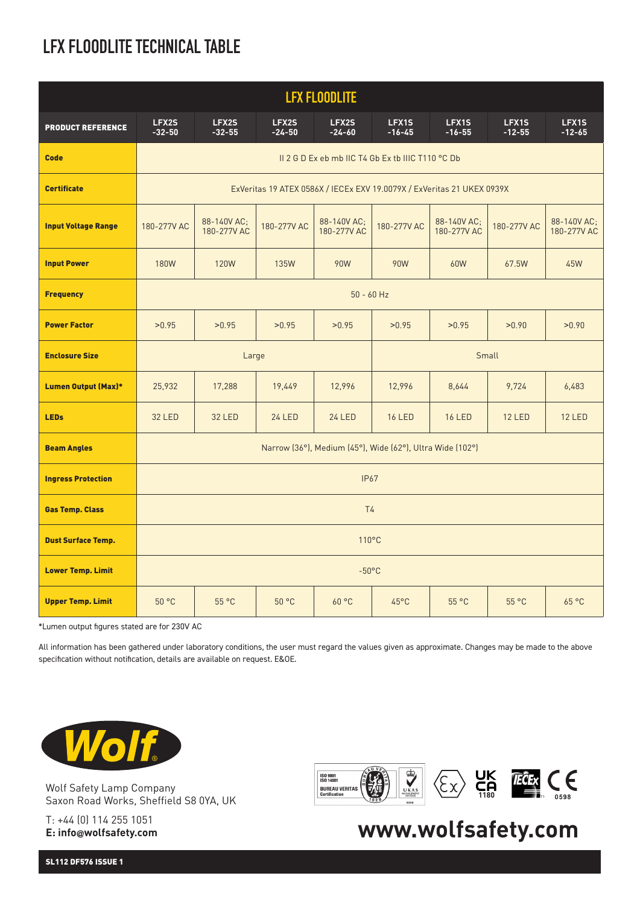# LFX FLOODLITE TECHNICAL TABLE

| LFX FLOODLITE | | | | | | | | |
|---|---|---|---|---|---|---|---|---|
| **PRODUCT REFERENCE** | **LFX2S -32-50** | **LFX2S -32-55** | **LFX2S -24-50** | **LFX2S -24-60** | **LFX1S -16-45** | **LFX1S -16-55** | **LFX1S -12-55** | **LFX1S -12-65** |
| **Code** | II 2 G D Ex eb mb IIC T4 Gb Ex tb IIIC T110 °C Db | | | | | | | |
| **Certificate** | ExVeritas 19 ATEX 0586X / IECEx EXV 19.0079X / ExVeritas 21 UKEX 0939X | | | | | | | |
| **Input Voltage Range** | 180-277V AC | 88-140V AC; 180-277V AC | 180-277V AC | 88-140V AC; 180-277V AC | 180-277V AC | 88-140V AC; 180-277V AC | 180-277V AC | 88-140V AC; 180-277V AC |
| **Input Power** | 180W | 120W | 135W | 90W | 90W | 60W | 67.5W | 45W |
| **Frequency** | 50 - 60 Hz | | | | | | | |
| **Power Factor** | >0.95 | >0.95 | >0.95 | >0.95 | >0.95 | >0.95 | >0.90 | >0.90 |
| **Enclosure Size** | Large | | | | Small | | | |
| **Lumen Output (Max)*** | 25,932 | 17,288 | 19,449 | 12,996 | 12,996 | 8,644 | 9,724 | 6,483 |
| **LEDs** | 32 LED | 32 LED | 24 LED | 24 LED | 16 LED | 16 LED | 12 LED | 12 LED |
| **Beam Angles** | Narrow (36°), Medium (45°), Wide (62°), Ultra Wide (102°) | | | | | | | |
| **Ingress Protection** | IP67 | | | | | | | |
| **Gas Temp. Class** | T4 | | | | | | | |
| **Dust Surface Temp.** | 110°C | | | | | | | |
| **Lower Temp. Limit** | -50°C | | | | | | | |
| **Upper Temp. Limit** | 50 °C | 55 °C | 50 °C | 60 °C | 45°C | 55 °C | 55 °C | 65 °C |

*Lumen output figures stated are for 230V AC

All information has been gathered under laboratory conditions, the user must regard the values given as approximate. Changes may be made to the above specification without notification, details are available on request. E&OE.

Wolf Safety Lamp Company
Saxon Road Works, Sheffield S8 0YA, UK

T: +44 (0) 114 255 1051
**E: info@wolfsafety.com**

ISO 9001
ISO 14001
BUREAU VERITAS Certification

UK CA 1180

CE 0598

**www.wolfsafety.com**

**SL112 DF576 ISSUE 1**